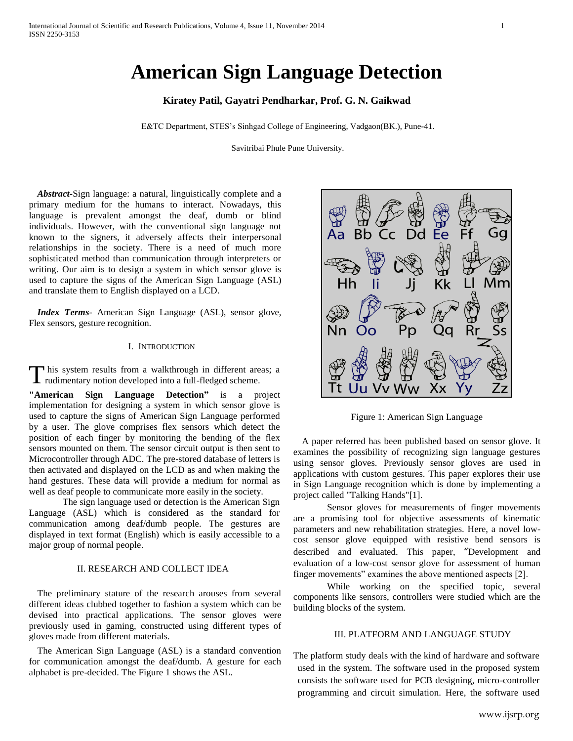# American Sign Language Detection

**Kiratey Patil, Gayatri Pendharkar, Prof. G. N. Gaikwad**

E&TC Department, STES's Sinhgad College of Engineering, Vadgaon(BK.), Pune-41.

Savitribai Phule Pune University.

***Abstract*-**Sign language: a natural, linguistically complete and a primary medium for the humans to interact. Nowadays, this language is prevalent amongst the deaf, dumb or blind individuals. However, with the conventional sign language not known to the signers, it adversely affects their interpersonal relationships in the society. There is a need of much more sophisticated method than communication through interpreters or writing. Our aim is to design a system in which sensor glove is used to capture the signs of the American Sign Language (ASL) and translate them to English displayed on a LCD.

***Index Terms*-** American Sign Language (ASL), sensor glove, Flex sensors, gesture recognition.

## I. Introduction

This system results from a walkthrough in different areas; a rudimentary notion developed into a full-fledged scheme.

**"American Sign Language Detection"** is a project implementation for designing a system in which sensor glove is used to capture the signs of American Sign Language performed by a user. The glove comprises flex sensors which detect the position of each finger by monitoring the bending of the flex sensors mounted on them. The sensor circuit output is then sent to Microcontroller through ADC. The pre-stored database of letters is then activated and displayed on the LCD as and when making the hand gestures. These data will provide a medium for normal as well as deaf people to communicate more easily in the society.

The sign language used or detection is the American Sign Language (ASL) which is considered as the standard for communication among deaf/dumb people. The gestures are displayed in text format (English) which is easily accessible to a major group of normal people.

## II. Research and Collect Idea

The preliminary stature of the research arouses from several different ideas clubbed together to fashion a system which can be devised into practical applications. The sensor gloves were previously used in gaming, constructed using different types of gloves made from different materials.

The American Sign Language (ASL) is a standard convention for communication amongst the deaf/dumb. A gesture for each alphabet is pre-decided. The Figure 1 shows the ASL.

Figure 1: American Sign Language

A paper referred has been published based on sensor glove. It examines the possibility of recognizing sign language gestures using sensor gloves. Previously sensor gloves are used in applications with custom gestures. This paper explores their use in Sign Language recognition which is done by implementing a project called "Talking Hands"[1].

Sensor gloves for measurements of finger movements are a promising tool for objective assessments of kinematic parameters and new rehabilitation strategies. Here, a novel low-cost sensor glove equipped with resistive bend sensors is described and evaluated. This paper, "Development and evaluation of a low-cost sensor glove for assessment of human finger movements" examines the above mentioned aspects [2].

While working on the specified topic, several components like sensors, controllers were studied which are the building blocks of the system.

## III. Platform and Language Study

The platform study deals with the kind of hardware and software used in the system. The software used in the proposed system consists the software used for PCB designing, micro-controller programming and circuit simulation. Here, the software used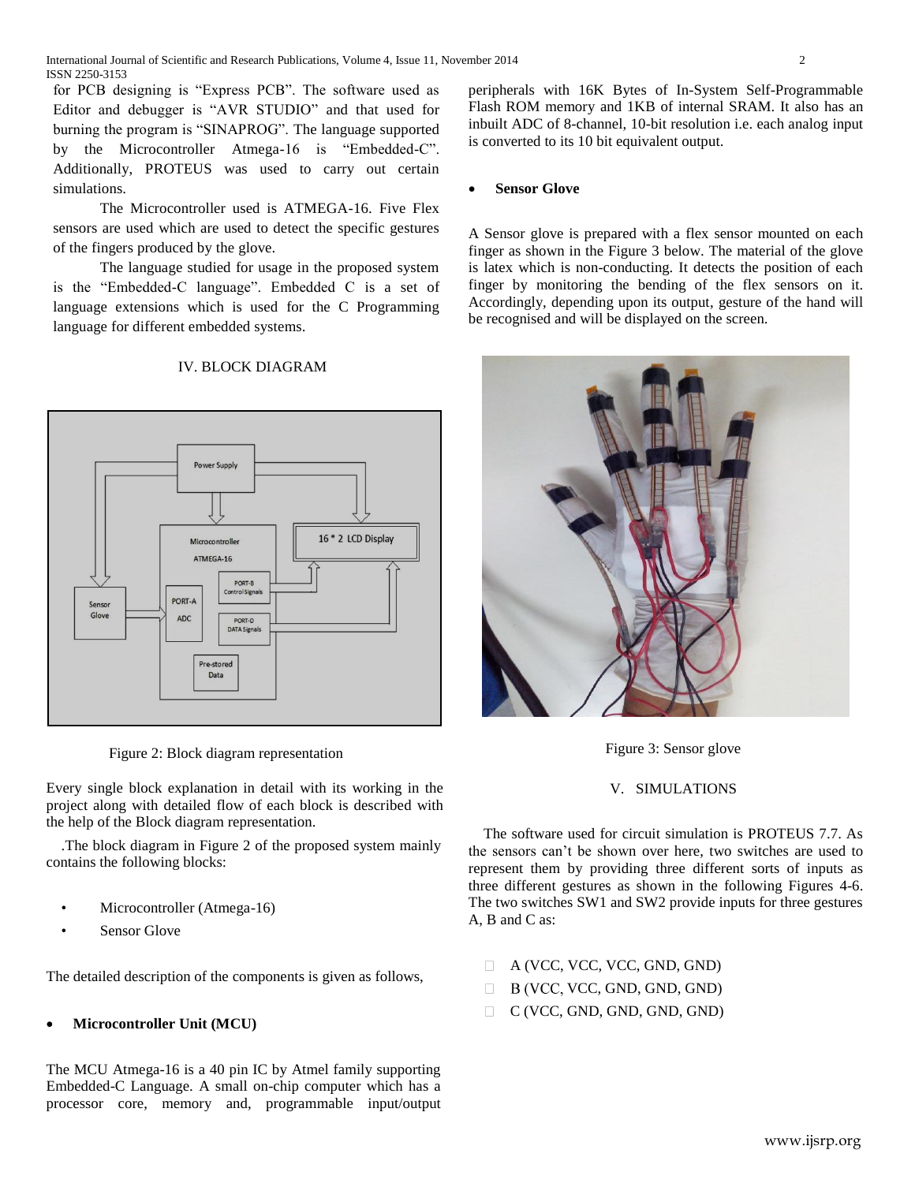for PCB designing is "Express PCB". The software used as Editor and debugger is "AVR STUDIO" and that used for burning the program is "SINAPROG". The language supported by the Microcontroller Atmega-16 is "Embedded-C". Additionally, PROTEUS was used to carry out certain simulations.

The Microcontroller used is ATMEGA-16. Five Flex sensors are used which are used to detect the specific gestures of the fingers produced by the glove.

The language studied for usage in the proposed system is the "Embedded-C language". Embedded C is a set of language extensions which is used for the C Programming language for different embedded systems.

## IV. BLOCK DIAGRAM

Figure 2: Block diagram representation

Every single block explanation in detail with its working in the project along with detailed flow of each block is described with the help of the Block diagram representation.

.The block diagram in Figure 2 of the proposed system mainly contains the following blocks:

- Microcontroller (Atmega-16)
- Sensor Glove

The detailed description of the components is given as follows,

- **Microcontroller Unit (MCU)**

The MCU Atmega-16 is a 40 pin IC by Atmel family supporting Embedded-C Language. A small on-chip computer which has a processor core, memory and, programmable input/output peripherals with 16K Bytes of In-System Self-Programmable Flash ROM memory and 1KB of internal SRAM. It also has an inbuilt ADC of 8-channel, 10-bit resolution i.e. each analog input is converted to its 10 bit equivalent output.

- **Sensor Glove**

A Sensor glove is prepared with a flex sensor mounted on each finger as shown in the Figure 3 below. The material of the glove is latex which is non-conducting. It detects the position of each finger by monitoring the bending of the flex sensors on it. Accordingly, depending upon its output, gesture of the hand will be recognised and will be displayed on the screen.

Figure 3: Sensor glove

## V. SIMULATIONS

The software used for circuit simulation is PROTEUS 7.7. As the sensors can't be shown over here, two switches are used to represent them by providing three different sorts of inputs as three different gestures as shown in the following Figures 4-6. The two switches SW1 and SW2 provide inputs for three gestures A, B and C as:

- A (VCC, VCC, VCC, GND, GND)
- B (VCC, VCC, GND, GND, GND)
- C (VCC, GND, GND, GND, GND)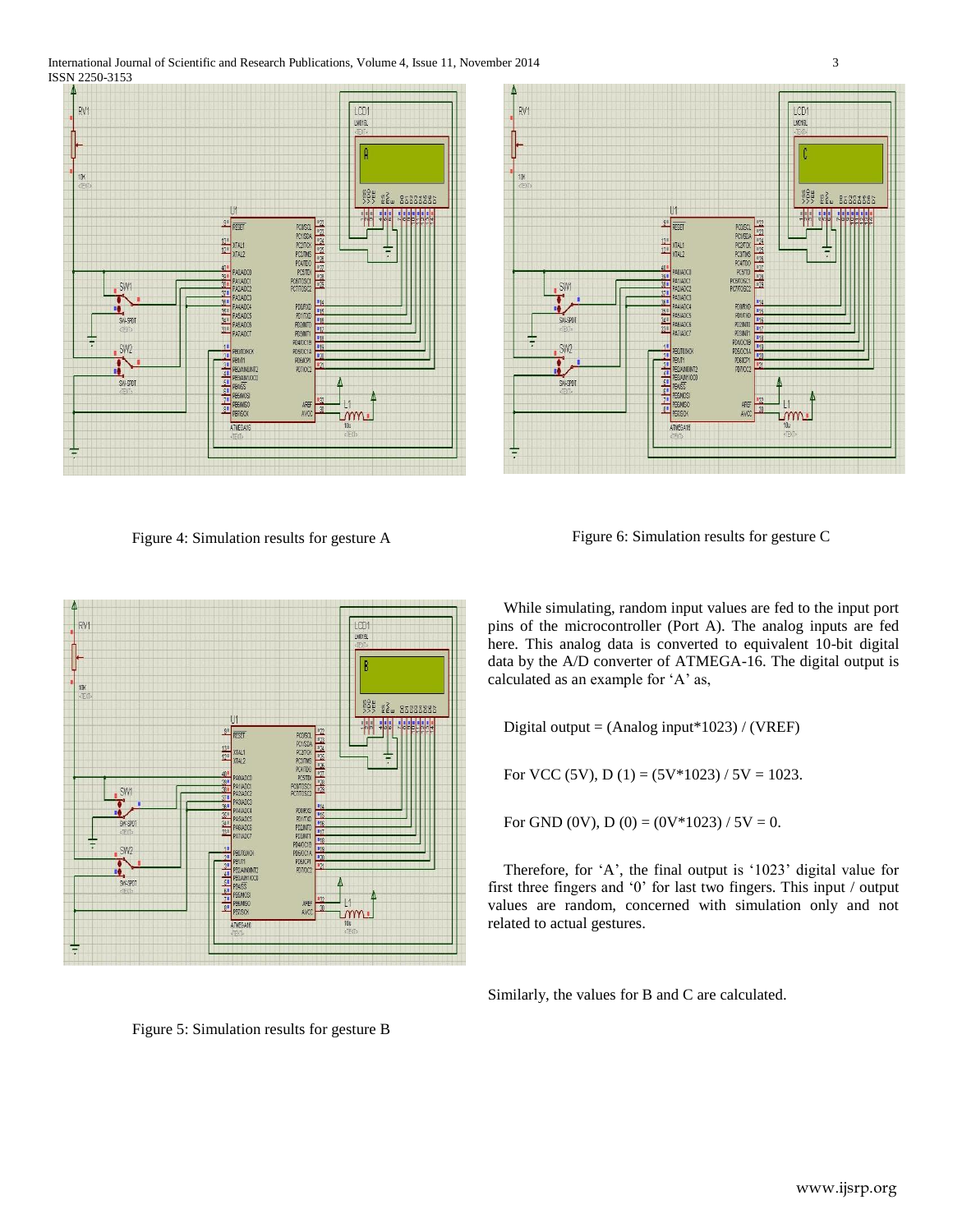Figure 4: Simulation results for gesture A

Figure 6: Simulation results for gesture C

Figure 5: Simulation results for gesture B

While simulating, random input values are fed to the input port pins of the microcontroller (Port A). The analog inputs are fed here. This analog data is converted to equivalent 10-bit digital data by the A/D converter of ATMEGA-16. The digital output is calculated as an example for 'A' as,

Digital output = (Analog input*1023) / (VREF)

For VCC (5V), D (1) = (5V*1023) / 5V = 1023.

For GND (0V), D (0) = (0V*1023) / 5V = 0.

Therefore, for 'A', the final output is '1023' digital value for first three fingers and '0' for last two fingers. This input / output values are random, concerned with simulation only and not related to actual gestures.

Similarly, the values for B and C are calculated.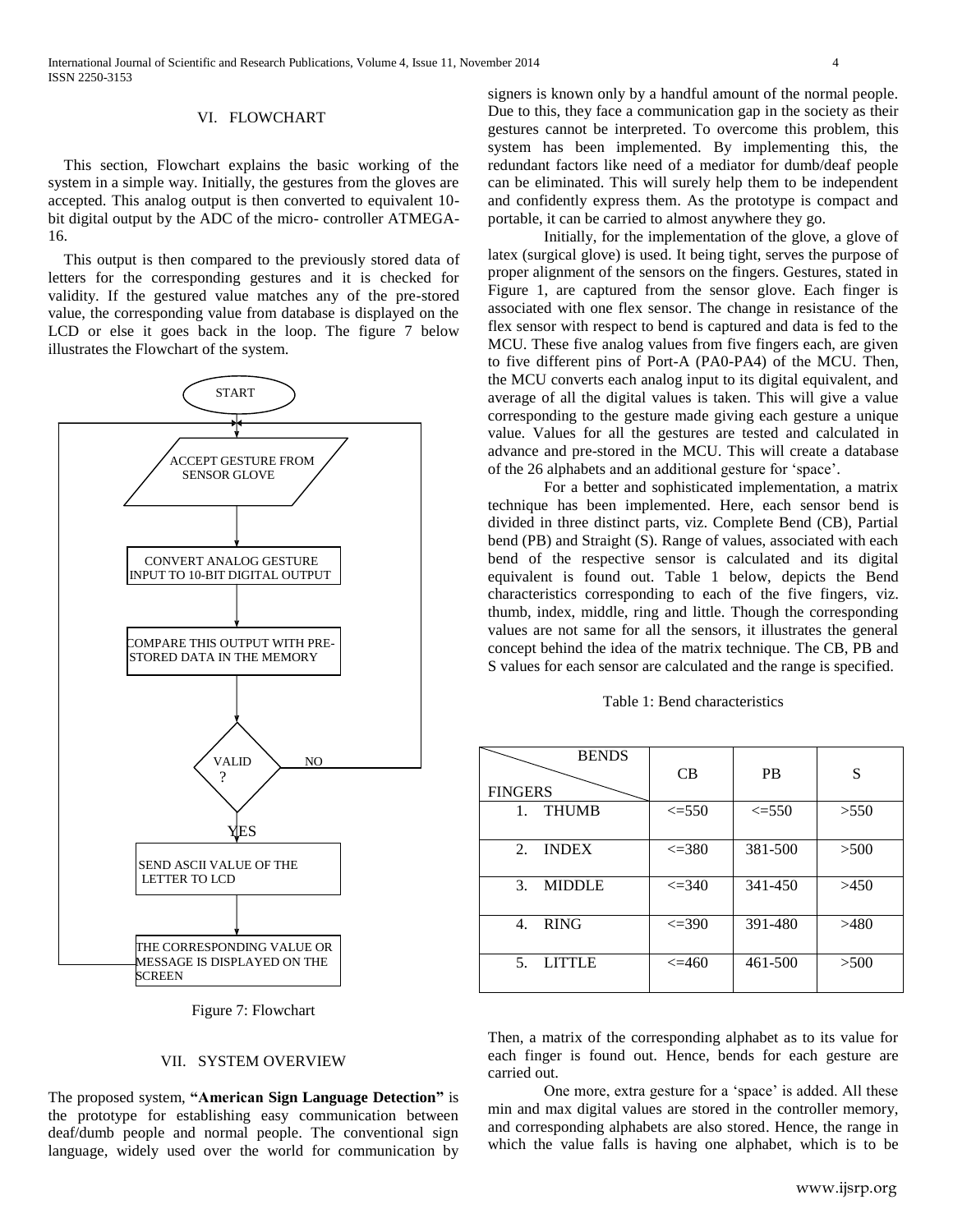## VI. FLOWCHART

This section, Flowchart explains the basic working of the system in a simple way. Initially, the gestures from the gloves are accepted. This analog output is then converted to equivalent 10-bit digital output by the ADC of the micro- controller ATMEGA-16.

This output is then compared to the previously stored data of letters for the corresponding gestures and it is checked for validity. If the gestured value matches any of the pre-stored value, the corresponding value from database is displayed on the LCD or else it goes back in the loop. The figure 7 below illustrates the Flowchart of the system.

START → ACCEPT GESTURE FROM SENSOR GLOVE → CONVERT ANALOG GESTURE INPUT TO 10-BIT DIGITAL OUTPUT → COMPARE THIS OUTPUT WITH PRE-STORED DATA IN THE MEMORY → VALID ? (NO: back to ACCEPT GESTURE; YES:) → SEND ASCII VALUE OF THE LETTER TO LCD → THE CORRESPONDING VALUE OR MESSAGE IS DISPLAYED ON THE SCREEN → back to ACCEPT GESTURE

Figure 7: Flowchart

## VII. SYSTEM OVERVIEW

The proposed system, **"American Sign Language Detection"** is the prototype for establishing easy communication between deaf/dumb people and normal people. The conventional sign language, widely used over the world for communication by signers is known only by a handful amount of the normal people. Due to this, they face a communication gap in the society as their gestures cannot be interpreted. To overcome this problem, this system has been implemented. By implementing this, the redundant factors like need of a mediator for dumb/deaf people can be eliminated. This will surely help them to be independent and confidently express them. As the prototype is compact and portable, it can be carried to almost anywhere they go.

Initially, for the implementation of the glove, a glove of latex (surgical glove) is used. It being tight, serves the purpose of proper alignment of the sensors on the fingers. Gestures, stated in Figure 1, are captured from the sensor glove. Each finger is associated with one flex sensor. The change in resistance of the flex sensor with respect to bend is captured and data is fed to the MCU. These five analog values from five fingers each, are given to five different pins of Port-A (PA0-PA4) of the MCU. Then, the MCU converts each analog input to its digital equivalent, and average of all the digital values is taken. This will give a value corresponding to the gesture made giving each gesture a unique value. Values for all the gestures are tested and calculated in advance and pre-stored in the MCU. This will create a database of the 26 alphabets and an additional gesture for 'space'.

For a better and sophisticated implementation, a matrix technique has been implemented. Here, each sensor bend is divided in three distinct parts, viz. Complete Bend (CB), Partial bend (PB) and Straight (S). Range of values, associated with each bend of the respective sensor is calculated and its digital equivalent is found out. Table 1 below, depicts the Bend characteristics corresponding to each of the five fingers, viz. thumb, index, middle, ring and little. Though the corresponding values are not same for all the sensors, it illustrates the general concept behind the idea of the matrix technique. The CB, PB and S values for each sensor are calculated and the range is specified.

Table 1: Bend characteristics

| FINGERS \ BENDS | CB | PB | S |
|---|---|---|---|
| 1. THUMB | <=550 | <=550 | >550 |
| 2. INDEX | <=380 | 381-500 | >500 |
| 3. MIDDLE | <=340 | 341-450 | >450 |
| 4. RING | <=390 | 391-480 | >480 |
| 5. LITTLE | <=460 | 461-500 | >500 |

Then, a matrix of the corresponding alphabet as to its value for each finger is found out. Hence, bends for each gesture are carried out.

One more, extra gesture for a 'space' is added. All these min and max digital values are stored in the controller memory, and corresponding alphabets are also stored. Hence, the range in which the value falls is having one alphabet, which is to be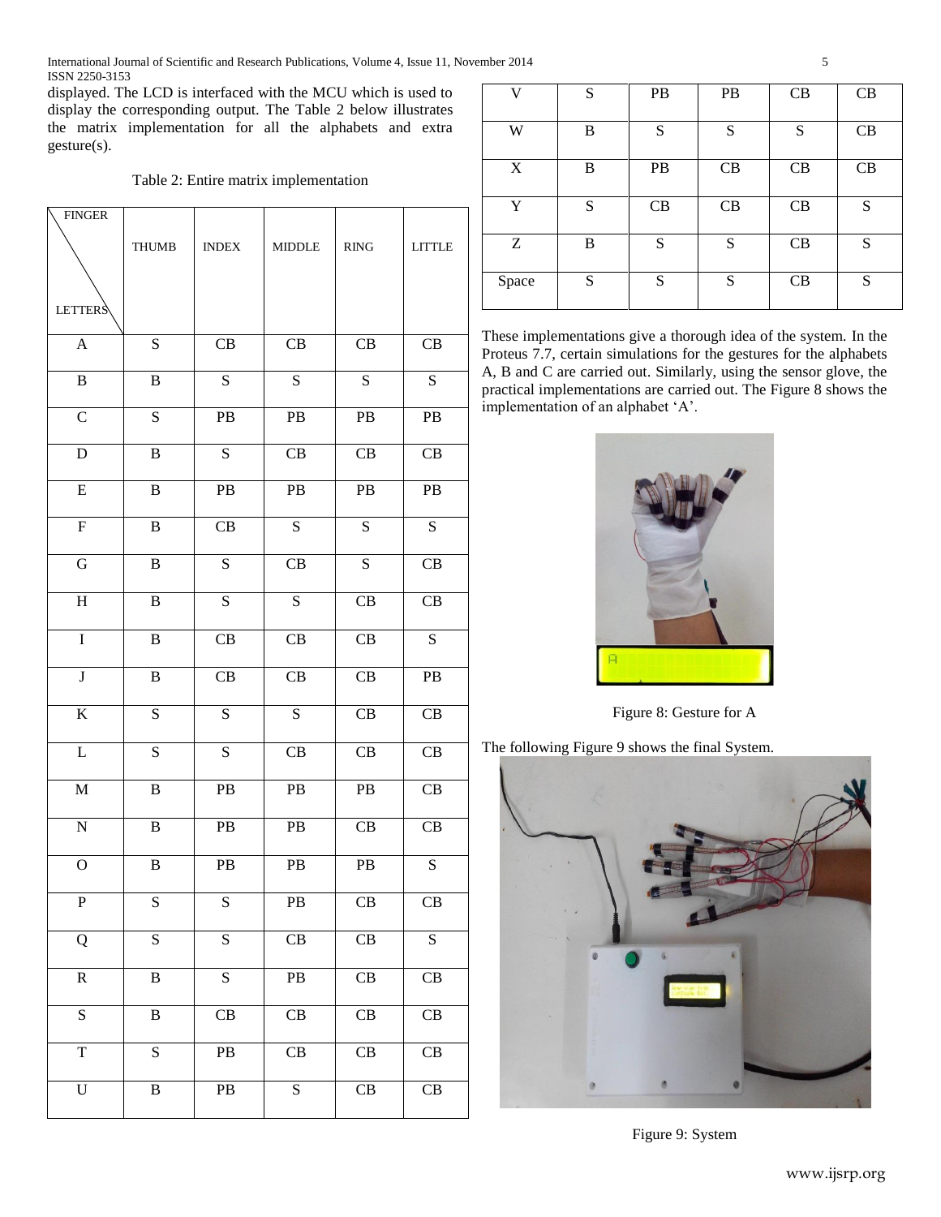displayed. The LCD is interfaced with the MCU which is used to display the corresponding output. The Table 2 below illustrates the matrix implementation for all the alphabets and extra gesture(s).

Table 2: Entire matrix implementation

| FINGER / LETTERS | THUMB | INDEX | MIDDLE | RING | LITTLE |
|---|---|---|---|---|---|
| A | S | CB | CB | CB | CB |
| B | B | S | S | S | S |
| C | S | PB | PB | PB | PB |
| D | B | S | CB | CB | CB |
| E | B | PB | PB | PB | PB |
| F | B | CB | S | S | S |
| G | B | S | CB | S | CB |
| H | B | S | S | CB | CB |
| I | B | CB | CB | CB | S |
| J | B | CB | CB | CB | PB |
| K | S | S | S | CB | CB |
| L | S | S | CB | CB | CB |
| M | B | PB | PB | PB | CB |
| N | B | PB | PB | CB | CB |
| O | B | PB | PB | PB | S |
| P | S | S | PB | CB | CB |
| Q | S | S | CB | CB | S |
| R | B | S | PB | CB | CB |
| S | B | CB | CB | CB | CB |
| T | S | PB | CB | CB | CB |
| U | B | PB | S | CB | CB |
| V | S | PB | PB | CB | CB |
| W | B | S | S | S | CB |
| X | B | PB | CB | CB | CB |
| Y | S | CB | CB | CB | S |
| Z | B | S | S | CB | S |
| Space | S | S | S | CB | S |

These implementations give a thorough idea of the system. In the Proteus 7.7, certain simulations for the gestures for the alphabets A, B and C are carried out. Similarly, using the sensor glove, the practical implementations are carried out. The Figure 8 shows the implementation of an alphabet 'A'.

Figure 8: Gesture for A

The following Figure 9 shows the final System.

Figure 9: System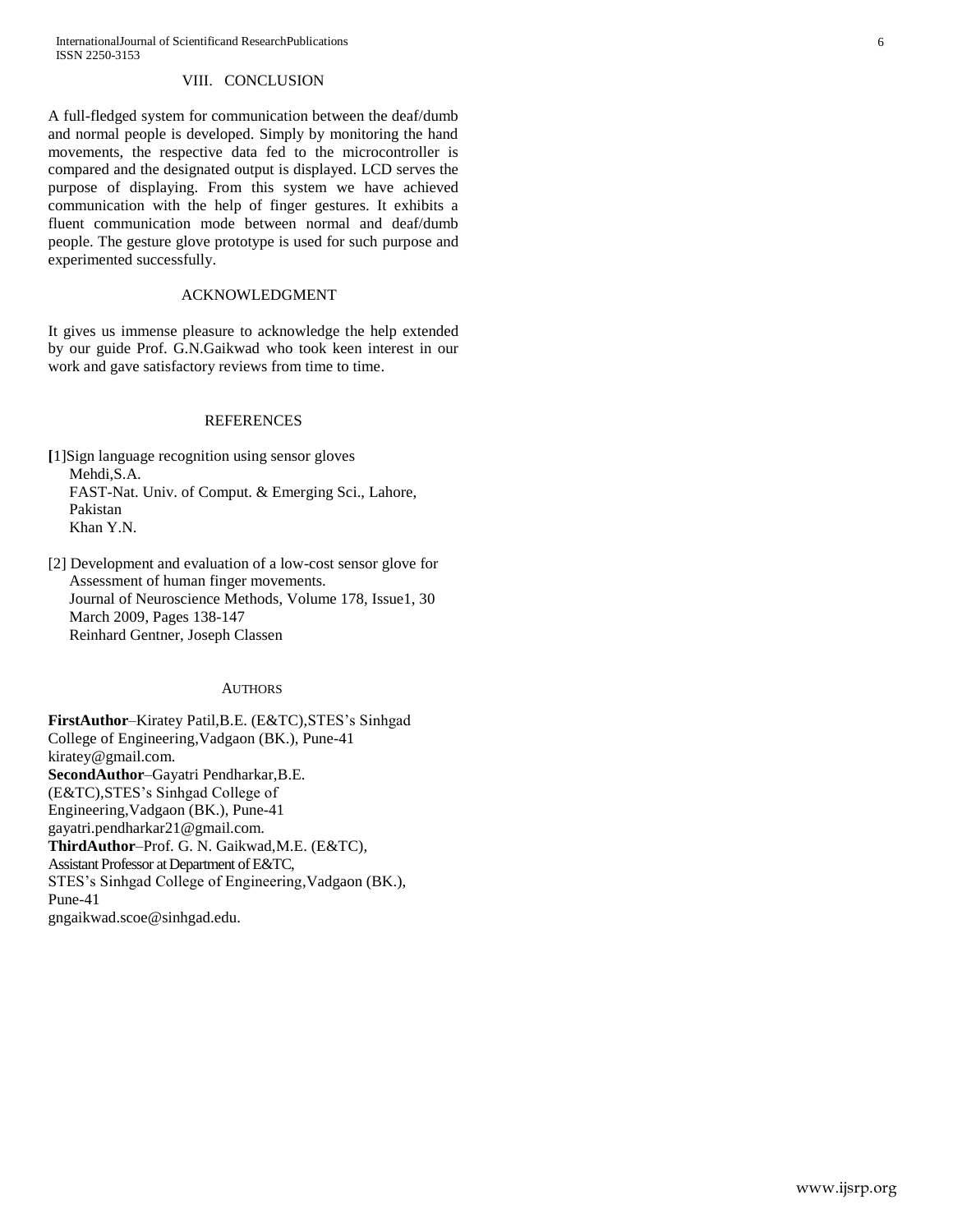## VIII. CONCLUSION

A full-fledged system for communication between the deaf/dumb and normal people is developed. Simply by monitoring the hand movements, the respective data fed to the microcontroller is compared and the designated output is displayed. LCD serves the purpose of displaying. From this system we have achieved communication with the help of finger gestures. It exhibits a fluent communication mode between normal and deaf/dumb people. The gesture glove prototype is used for such purpose and experimented successfully.

## ACKNOWLEDGMENT

It gives us immense pleasure to acknowledge the help extended by our guide Prof. G.N.Gaikwad who took keen interest in our work and gave satisfactory reviews from time to time.

## REFERENCES

[1]Sign language recognition using sensor gloves
Mehdi,S.A.
FAST-Nat. Univ. of Comput. & Emerging Sci., Lahore, Pakistan
Khan Y.N.

[2] Development and evaluation of a low-cost sensor glove for Assessment of human finger movements.
Journal of Neuroscience Methods, Volume 178, Issue1, 30 March 2009, Pages 138-147
Reinhard Gentner, Joseph Classen

## AUTHORS

**FirstAuthor**–Kiratey Patil,B.E. (E&TC),STES's Sinhgad College of Engineering,Vadgaon (BK.), Pune-41
kiratey@gmail.com.

**SecondAuthor**–Gayatri Pendharkar,B.E. (E&TC),STES's Sinhgad College of Engineering,Vadgaon (BK.), Pune-41
gayatri.pendharkar21@gmail.com.

**ThirdAuthor**–Prof. G. N. Gaikwad,M.E. (E&TC), Assistant Professor at Department of E&TC, STES's Sinhgad College of Engineering,Vadgaon (BK.), Pune-41
gngaikwad.scoe@sinhgad.edu.